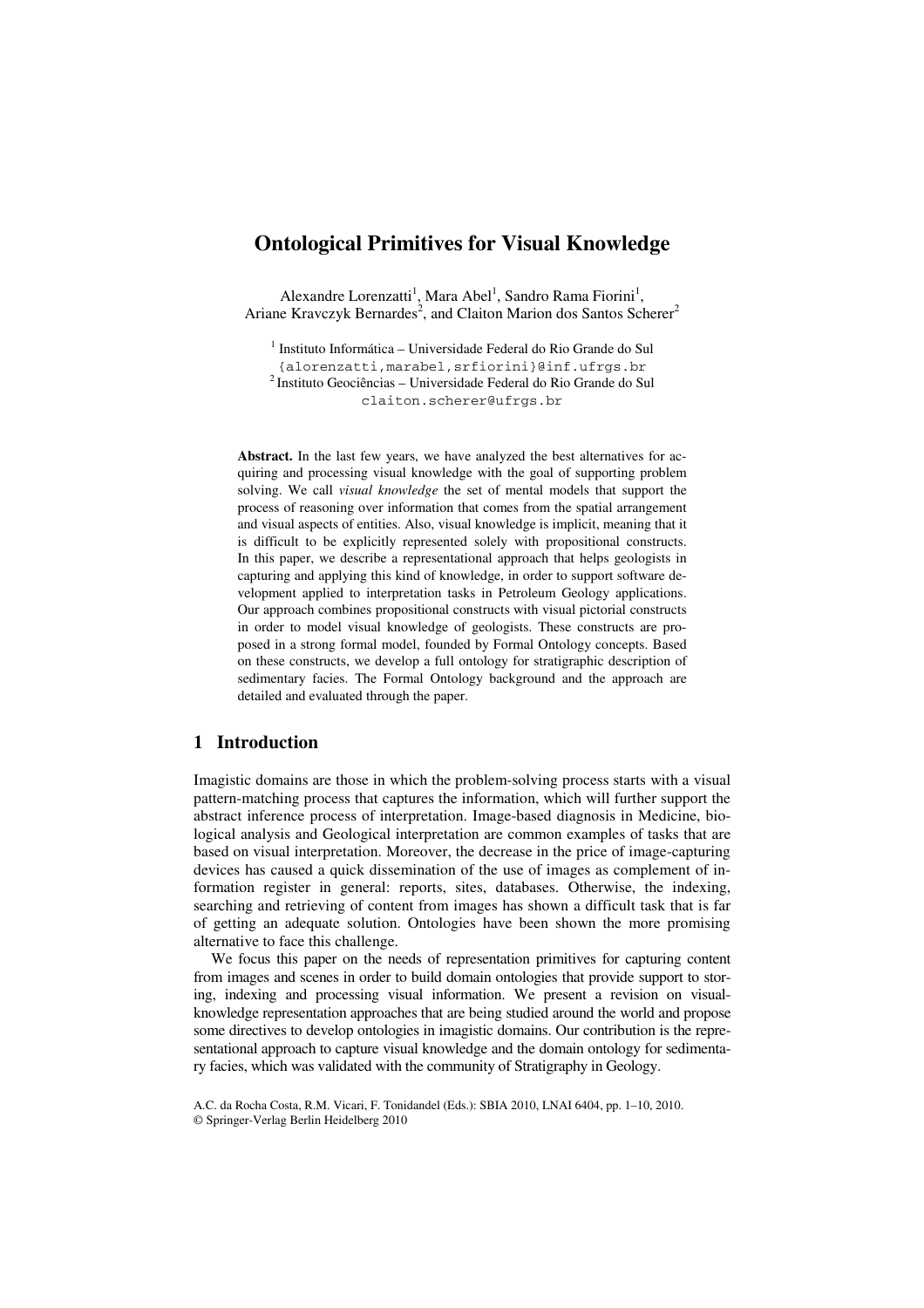# Ontological Primitives for Visual Knowledge

Alexandre Lorenzatti[1], Mara Abel[1], Sandro Rama Fiorini[1],
Ariane Kravczyk Bernardes[2], and Claiton Marion dos Santos Scherer[2]

[1] Instituto Informática – Universidade Federal do Rio Grande do Sul
{alorenzatti,marabel,srfiorini}@inf.ufrgs.br
[2] Instituto Geociências – Universidade Federal do Rio Grande do Sul
claiton.scherer@ufrgs.br

**Abstract.** In the last few years, we have analyzed the best alternatives for acquiring and processing visual knowledge with the goal of supporting problem solving. We call *visual knowledge* the set of mental models that support the process of reasoning over information that comes from the spatial arrangement and visual aspects of entities. Also, visual knowledge is implicit, meaning that it is difficult to be explicitly represented solely with propositional constructs. In this paper, we describe a representational approach that helps geologists in capturing and applying this kind of knowledge, in order to support software development applied to interpretation tasks in Petroleum Geology applications. Our approach combines propositional constructs with visual pictorial constructs in order to model visual knowledge of geologists. These constructs are proposed in a strong formal model, founded by Formal Ontology concepts. Based on these constructs, we develop a full ontology for stratigraphic description of sedimentary facies. The Formal Ontology background and the approach are detailed and evaluated through the paper.

## 1 Introduction

Imagistic domains are those in which the problem-solving process starts with a visual pattern-matching process that captures the information, which will further support the abstract inference process of interpretation. Image-based diagnosis in Medicine, biological analysis and Geological interpretation are common examples of tasks that are based on visual interpretation. Moreover, the decrease in the price of image-capturing devices has caused a quick dissemination of the use of images as complement of information register in general: reports, sites, databases. Otherwise, the indexing, searching and retrieving of content from images has shown a difficult task that is far of getting an adequate solution. Ontologies have been shown the more promising alternative to face this challenge.

We focus this paper on the needs of representation primitives for capturing content from images and scenes in order to build domain ontologies that provide support to storing, indexing and processing visual information. We present a revision on visual-knowledge representation approaches that are being studied around the world and propose some directives to develop ontologies in imagistic domains. Our contribution is the representational approach to capture visual knowledge and the domain ontology for sedimentary facies, which was validated with the community of Stratigraphy in Geology.

A.C. da Rocha Costa, R.M. Vicari, F. Tonidandel (Eds.): SBIA 2010, LNAI 6404, pp. 1–10, 2010.
© Springer-Verlag Berlin Heidelberg 2010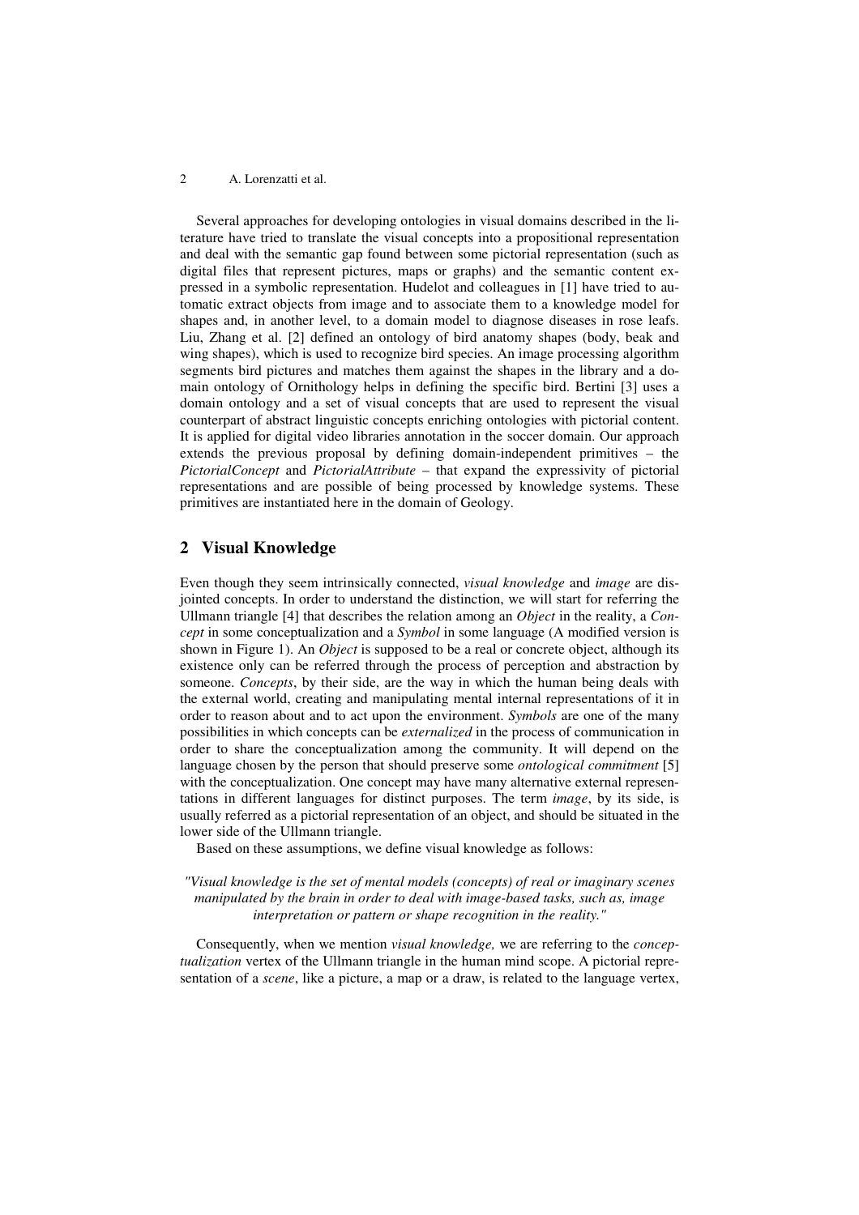Several approaches for developing ontologies in visual domains described in the literature have tried to translate the visual concepts into a propositional representation and deal with the semantic gap found between some pictorial representation (such as digital files that represent pictures, maps or graphs) and the semantic content expressed in a symbolic representation. Hudelot and colleagues in [1] have tried to automatic extract objects from image and to associate them to a knowledge model for shapes and, in another level, to a domain model to diagnose diseases in rose leafs. Liu, Zhang et al. [2] defined an ontology of bird anatomy shapes (body, beak and wing shapes), which is used to recognize bird species. An image processing algorithm segments bird pictures and matches them against the shapes in the library and a domain ontology of Ornithology helps in defining the specific bird. Bertini [3] uses a domain ontology and a set of visual concepts that are used to represent the visual counterpart of abstract linguistic concepts enriching ontologies with pictorial content. It is applied for digital video libraries annotation in the soccer domain. Our approach extends the previous proposal by defining domain-independent primitives – the *PictorialConcept* and *PictorialAttribute* – that expand the expressivity of pictorial representations and are possible of being processed by knowledge systems. These primitives are instantiated here in the domain of Geology.

## 2 Visual Knowledge

Even though they seem intrinsically connected, *visual knowledge* and *image* are disjointed concepts. In order to understand the distinction, we will start for referring the Ullmann triangle [4] that describes the relation among an *Object* in the reality, a *Concept* in some conceptualization and a *Symbol* in some language (A modified version is shown in Figure 1). An *Object* is supposed to be a real or concrete object, although its existence only can be referred through the process of perception and abstraction by someone. *Concepts*, by their side, are the way in which the human being deals with the external world, creating and manipulating mental internal representations of it in order to reason about and to act upon the environment. *Symbols* are one of the many possibilities in which concepts can be *externalized* in the process of communication in order to share the conceptualization among the community. It will depend on the language chosen by the person that should preserve some *ontological commitment* [5] with the conceptualization. One concept may have many alternative external representations in different languages for distinct purposes. The term *image*, by its side, is usually referred as a pictorial representation of an object, and should be situated in the lower side of the Ullmann triangle.

Based on these assumptions, we define visual knowledge as follows:

*"Visual knowledge is the set of mental models (concepts) of real or imaginary scenes manipulated by the brain in order to deal with image-based tasks, such as, image interpretation or pattern or shape recognition in the reality."*

Consequently, when we mention *visual knowledge,* we are referring to the *conceptualization* vertex of the Ullmann triangle in the human mind scope. A pictorial representation of a *scene*, like a picture, a map or a draw, is related to the language vertex,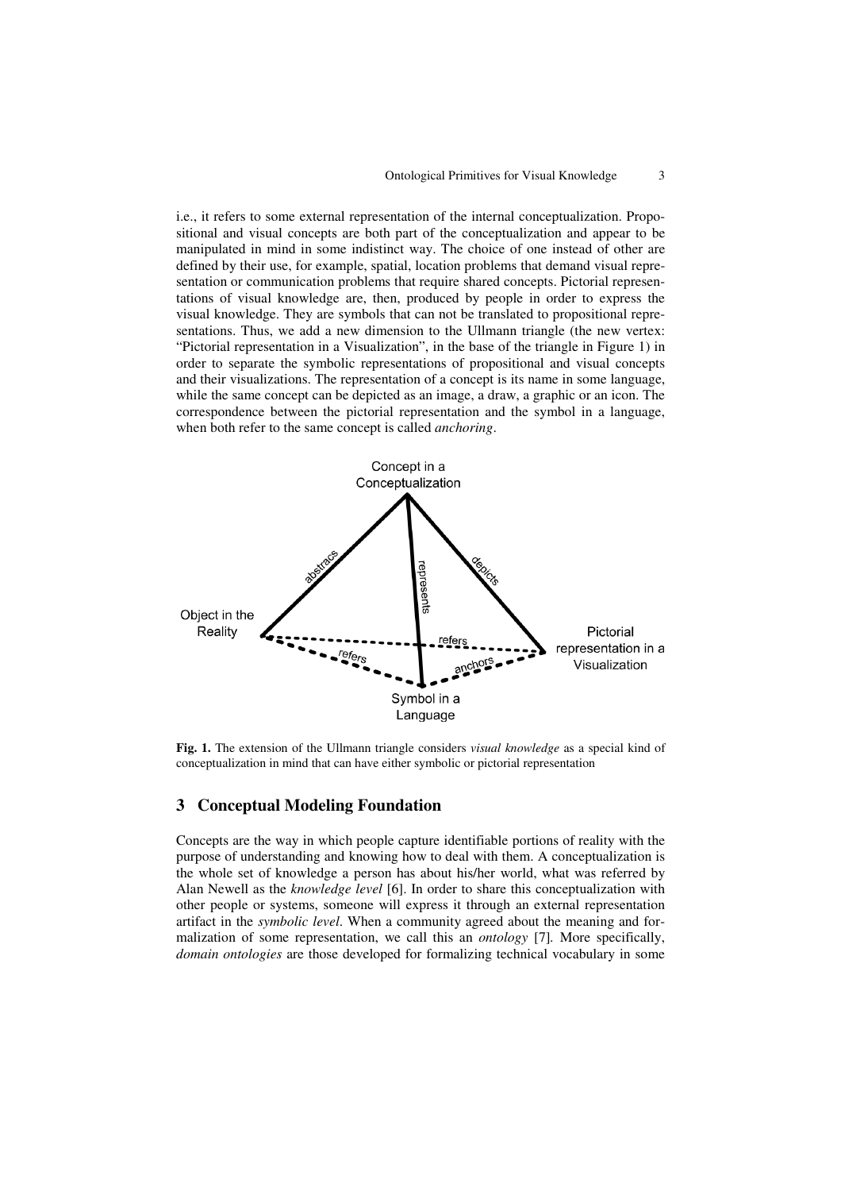i.e., it refers to some external representation of the internal conceptualization. Propositional and visual concepts are both part of the conceptualization and appear to be manipulated in mind in some indistinct way. The choice of one instead of other are defined by their use, for example, spatial, location problems that demand visual representation or communication problems that require shared concepts. Pictorial representations of visual knowledge are, then, produced by people in order to express the visual knowledge. They are symbols that can not be translated to propositional representations. Thus, we add a new dimension to the Ullmann triangle (the new vertex: "Pictorial representation in a Visualization", in the base of the triangle in Figure 1) in order to separate the symbolic representations of propositional and visual concepts and their visualizations. The representation of a concept is its name in some language, while the same concept can be depicted as an image, a draw, a graphic or an icon. The correspondence between the pictorial representation and the symbol in a language, when both refer to the same concept is called *anchoring*.

**Fig. 1.** The extension of the Ullmann triangle considers *visual knowledge* as a special kind of conceptualization in mind that can have either symbolic or pictorial representation

## 3 Conceptual Modeling Foundation

Concepts are the way in which people capture identifiable portions of reality with the purpose of understanding and knowing how to deal with them. A conceptualization is the whole set of knowledge a person has about his/her world, what was referred by Alan Newell as the *knowledge level* [6]. In order to share this conceptualization with other people or systems, someone will express it through an external representation artifact in the *symbolic level*. When a community agreed about the meaning and formalization of some representation, we call this an *ontology* [7]. More specifically, *domain ontologies* are those developed for formalizing technical vocabulary in some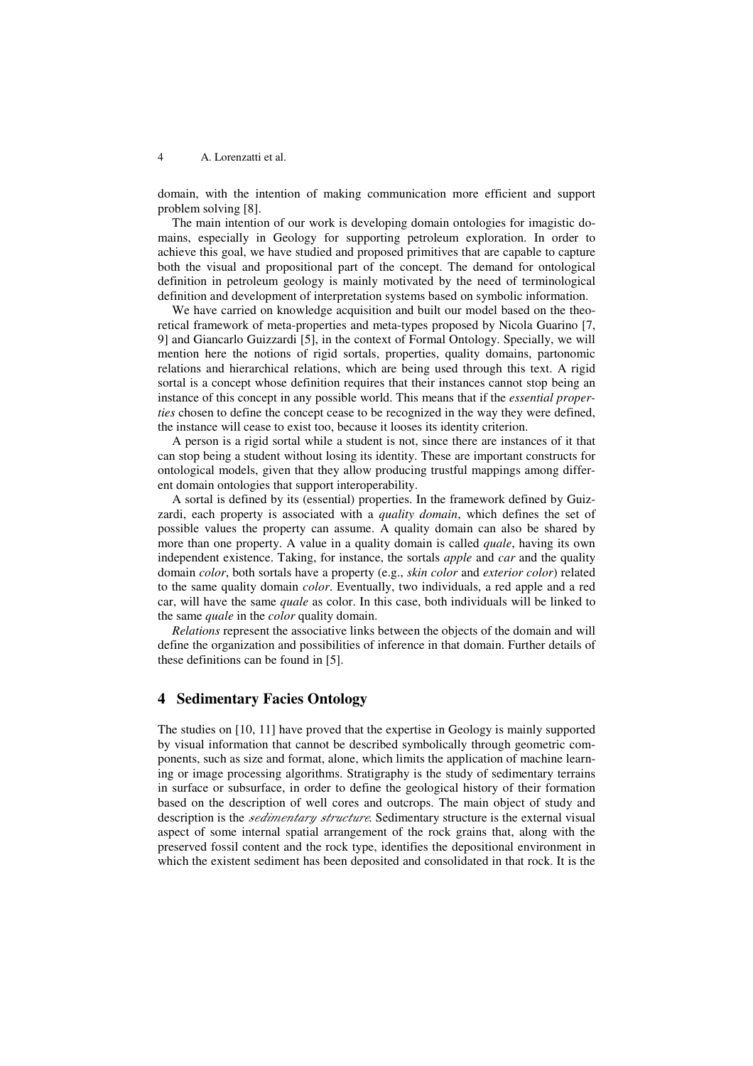domain, with the intention of making communication more efficient and support problem solving [8].

The main intention of our work is developing domain ontologies for imagistic domains, especially in Geology for supporting petroleum exploration. In order to achieve this goal, we have studied and proposed primitives that are capable to capture both the visual and propositional part of the concept. The demand for ontological definition in petroleum geology is mainly motivated by the need of terminological definition and development of interpretation systems based on symbolic information.

We have carried on knowledge acquisition and built our model based on the theoretical framework of meta-properties and meta-types proposed by Nicola Guarino [7, 9] and Giancarlo Guizzardi [5], in the context of Formal Ontology. Specially, we will mention here the notions of rigid sortals, properties, quality domains, partonomic relations and hierarchical relations, which are being used through this text. A rigid sortal is a concept whose definition requires that their instances cannot stop being an instance of this concept in any possible world. This means that if the *essential properties* chosen to define the concept cease to be recognized in the way they were defined, the instance will cease to exist too, because it looses its identity criterion.

A person is a rigid sortal while a student is not, since there are instances of it that can stop being a student without losing its identity. These are important constructs for ontological models, given that they allow producing trustful mappings among different domain ontologies that support interoperability.

A sortal is defined by its (essential) properties. In the framework defined by Guizzardi, each property is associated with a *quality domain*, which defines the set of possible values the property can assume. A quality domain can also be shared by more than one property. A value in a quality domain is called *quale*, having its own independent existence. Taking, for instance, the sortals *apple* and *car* and the quality domain *color*, both sortals have a property (e.g., *skin color* and *exterior color*) related to the same quality domain *color*. Eventually, two individuals, a red apple and a red car, will have the same *quale* as color. In this case, both individuals will be linked to the same *quale* in the *color* quality domain.

*Relations* represent the associative links between the objects of the domain and will define the organization and possibilities of inference in that domain. Further details of these definitions can be found in [5].

## 4 Sedimentary Facies Ontology

The studies on [10, 11] have proved that the expertise in Geology is mainly supported by visual information that cannot be described symbolically through geometric components, such as size and format, alone, which limits the application of machine learning or image processing algorithms. Stratigraphy is the study of sedimentary terrains in surface or subsurface, in order to define the geological history of their formation based on the description of well cores and outcrops. The main object of study and description is the *sedimentary structure*. Sedimentary structure is the external visual aspect of some internal spatial arrangement of the rock grains that, along with the preserved fossil content and the rock type, identifies the depositional environment in which the existent sediment has been deposited and consolidated in that rock. It is the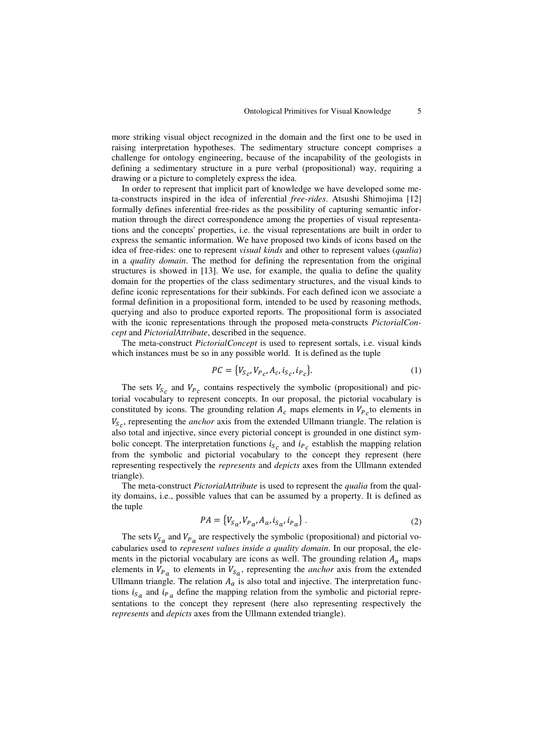more striking visual object recognized in the domain and the first one to be used in raising interpretation hypotheses. The sedimentary structure concept comprises a challenge for ontology engineering, because of the incapability of the geologists in defining a sedimentary structure in a pure verbal (propositional) way, requiring a drawing or a picture to completely express the idea.

In order to represent that implicit part of knowledge we have developed some meta-constructs inspired in the idea of inferential *free-rides*. Atsushi Shimojima [12] formally defines inferential free-rides as the possibility of capturing semantic information through the direct correspondence among the properties of visual representations and the concepts' properties, i.e. the visual representations are built in order to express the semantic information. We have proposed two kinds of icons based on the idea of free-rides: one to represent *visual kinds* and other to represent values (*qualia*) in a *quality domain*. The method for defining the representation from the original structures is showed in [13]. We use, for example, the qualia to define the quality domain for the properties of the class sedimentary structures, and the visual kinds to define iconic representations for their subkinds. For each defined icon we associate a formal definition in a propositional form, intended to be used by reasoning methods, querying and also to produce exported reports. The propositional form is associated with the iconic representations through the proposed meta-constructs *PictorialConcept* and *PictorialAttribute*, described in the sequence.

The meta-construct *PictorialConcept* is used to represent sortals, i.e. visual kinds which instances must be so in any possible world. It is defined as the tuple

$$PC = \{V_{S_c}, V_{P_c}, A_c, i_{S_c}, i_{P_c}\}. \tag{1}$$

The sets $V_{S_c}$ and $V_{P_c}$ contains respectively the symbolic (propositional) and pictorial vocabulary to represent concepts. In our proposal, the pictorial vocabulary is constituted by icons. The grounding relation $A_c$ maps elements in $V_{P_c}$ to elements in $V_{S_c}$, representing the *anchor* axis from the extended Ullmann triangle. The relation is also total and injective, since every pictorial concept is grounded in one distinct symbolic concept. The interpretation functions $i_{S_c}$ and $i_{P_c}$ establish the mapping relation from the symbolic and pictorial vocabulary to the concept they represent (here representing respectively the *represents* and *depicts* axes from the Ullmann extended triangle).

The meta-construct *PictorialAttribute* is used to represent the *qualia* from the quality domains, i.e., possible values that can be assumed by a property. It is defined as the tuple

$$PA = \{V_{S_a}, V_{P_a}, A_a, i_{S_a}, i_{P_a}\} . \tag{2}$$

The sets $V_{S_a}$ and $V_{P_a}$ are respectively the symbolic (propositional) and pictorial vocabularies used to *represent values inside a quality domain*. In our proposal, the elements in the pictorial vocabulary are icons as well. The grounding relation $A_a$ maps elements in $V_{P_a}$ to elements in $V_{S_a}$, representing the *anchor* axis from the extended Ullmann triangle. The relation $A_a$ is also total and injective. The interpretation functions $i_{S_a}$ and $i_{P_a}$ define the mapping relation from the symbolic and pictorial representations to the concept they represent (here also representing respectively the *represents* and *depicts* axes from the Ullmann extended triangle).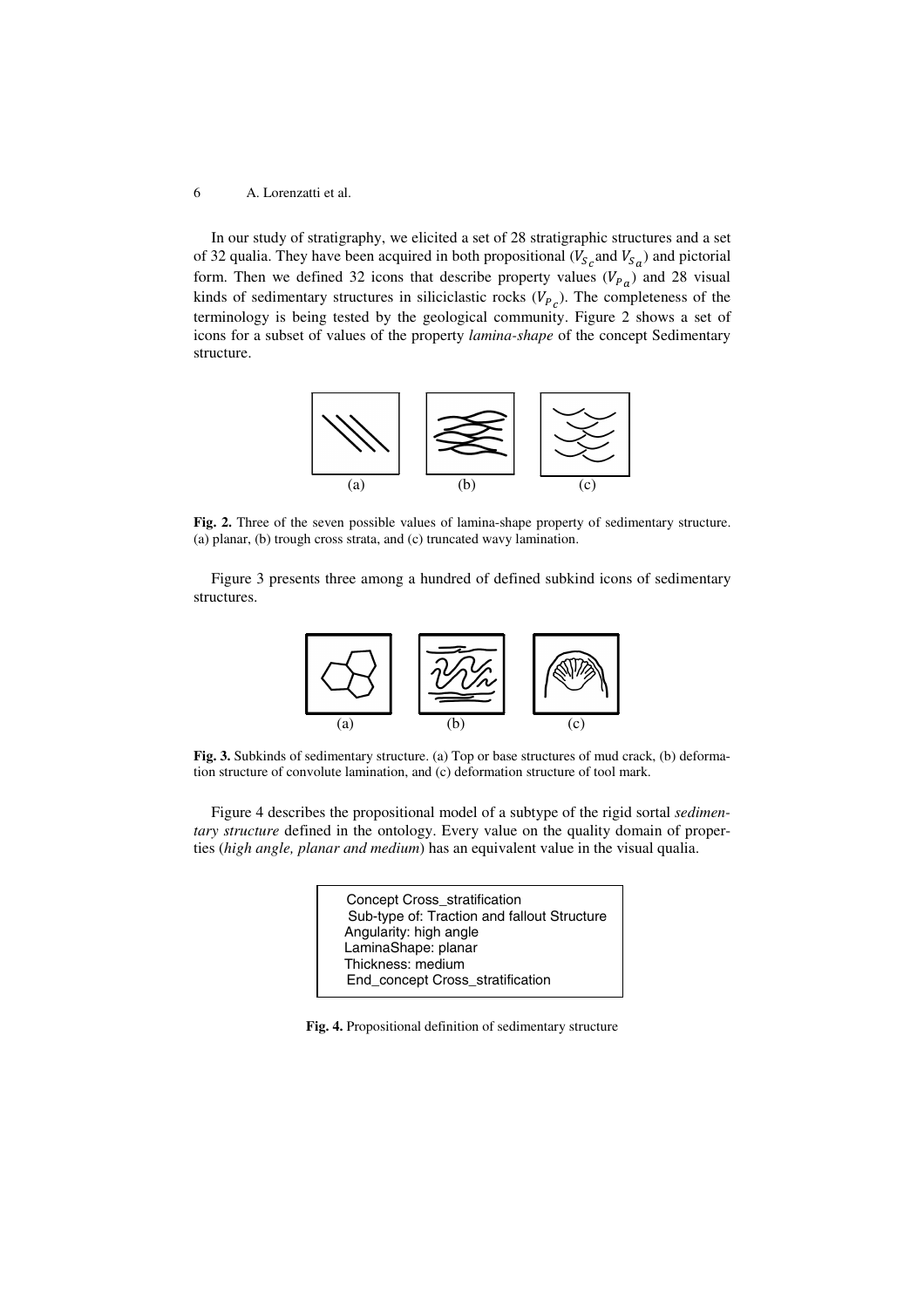In our study of stratigraphy, we elicited a set of 28 stratigraphic structures and a set of 32 qualia. They have been acquired in both propositional ($V_{S_c}$ and $V_{S_a}$) and pictorial form. Then we defined 32 icons that describe property values ($V_{P_a}$) and 28 visual kinds of sedimentary structures in siliciclastic rocks ($V_{P_c}$). The completeness of the terminology is being tested by the geological community. Figure 2 shows a set of icons for a subset of values of the property *lamina-shape* of the concept Sedimentary structure.

**Fig. 2.** Three of the seven possible values of lamina-shape property of sedimentary structure. (a) planar, (b) trough cross strata, and (c) truncated wavy lamination.

Figure 3 presents three among a hundred of defined subkind icons of sedimentary structures.

**Fig. 3.** Subkinds of sedimentary structure. (a) Top or base structures of mud crack, (b) deformation structure of convolute lamination, and (c) deformation structure of tool mark.

Figure 4 describes the propositional model of a subtype of the rigid sortal *sedimentary structure* defined in the ontology. Every value on the quality domain of properties (*high angle, planar and medium*) has an equivalent value in the visual qualia.

```
Concept Cross_stratification
 Sub-type of: Traction and fallout Structure
Angularity: high angle
LaminaShape: planar
Thickness: medium
 End_concept Cross_stratification
```

**Fig. 4.** Propositional definition of sedimentary structure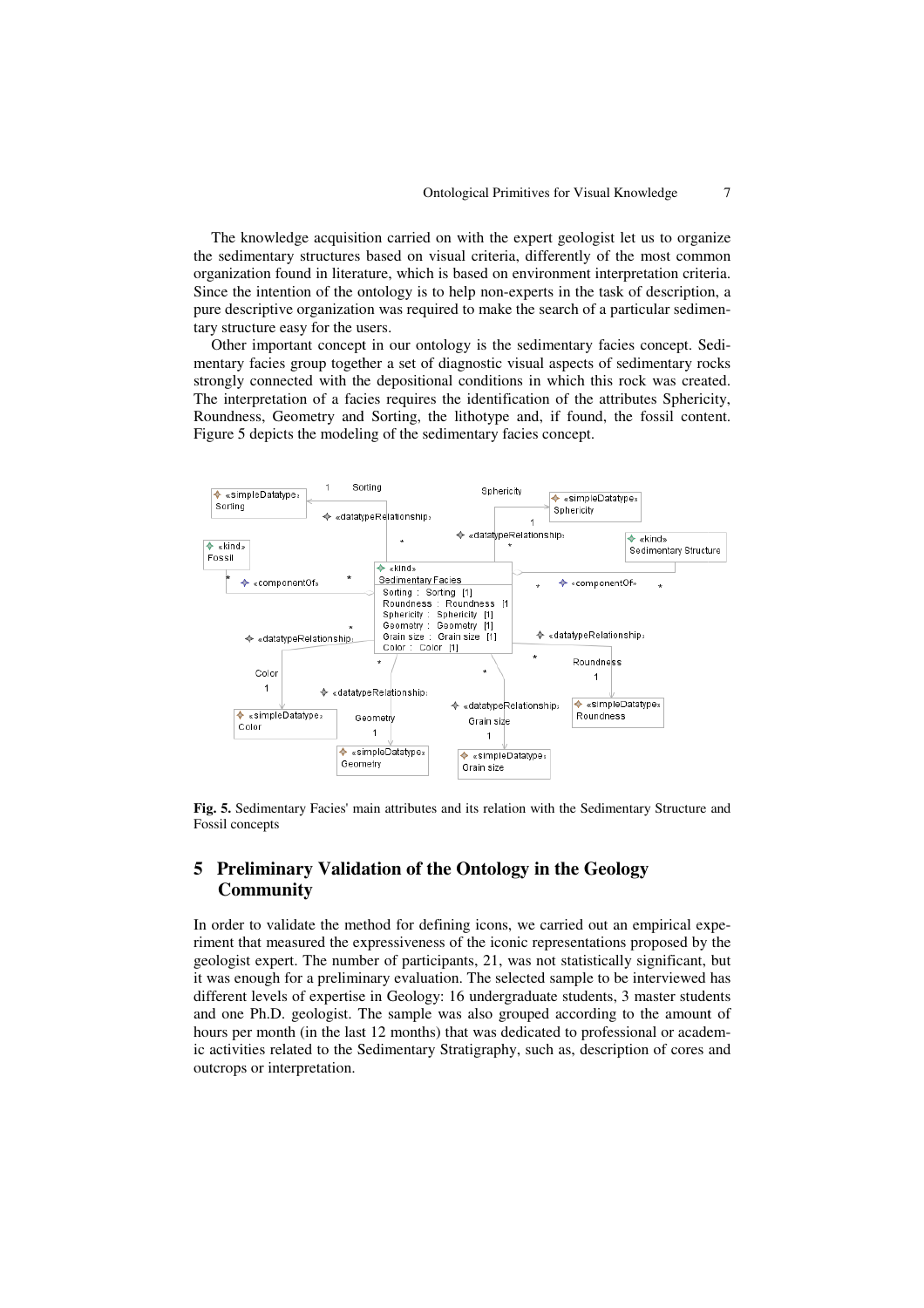The knowledge acquisition carried on with the expert geologist let us to organize the sedimentary structures based on visual criteria, differently of the most common organization found in literature, which is based on environment interpretation criteria. Since the intention of the ontology is to help non-experts in the task of description, a pure descriptive organization was required to make the search of a particular sedimentary structure easy for the users.

Other important concept in our ontology is the sedimentary facies concept. Sedimentary facies group together a set of diagnostic visual aspects of sedimentary rocks strongly connected with the depositional conditions in which this rock was created. The interpretation of a facies requires the identification of the attributes Sphericity, Roundness, Geometry and Sorting, the lithotype and, if found, the fossil content. Figure 5 depicts the modeling of the sedimentary facies concept.

**Fig. 5.** Sedimentary Facies' main attributes and its relation with the Sedimentary Structure and Fossil concepts

## 5 Preliminary Validation of the Ontology in the Geology Community

In order to validate the method for defining icons, we carried out an empirical experiment that measured the expressiveness of the iconic representations proposed by the geologist expert. The number of participants, 21, was not statistically significant, but it was enough for a preliminary evaluation. The selected sample to be interviewed has different levels of expertise in Geology: 16 undergraduate students, 3 master students and one Ph.D. geologist. The sample was also grouped according to the amount of hours per month (in the last 12 months) that was dedicated to professional or academic activities related to the Sedimentary Stratigraphy, such as, description of cores and outcrops or interpretation.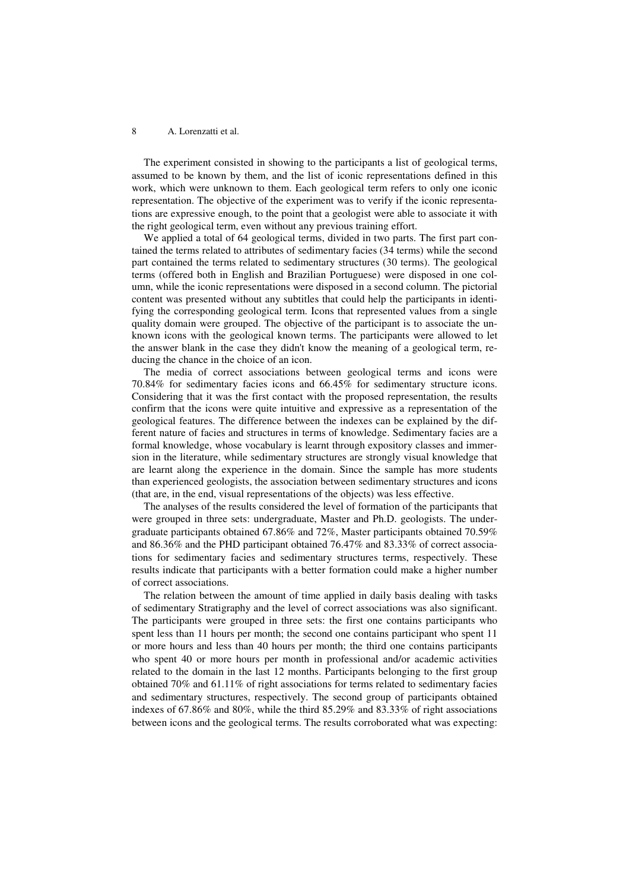The experiment consisted in showing to the participants a list of geological terms, assumed to be known by them, and the list of iconic representations defined in this work, which were unknown to them. Each geological term refers to only one iconic representation. The objective of the experiment was to verify if the iconic representations are expressive enough, to the point that a geologist were able to associate it with the right geological term, even without any previous training effort.

We applied a total of 64 geological terms, divided in two parts. The first part contained the terms related to attributes of sedimentary facies (34 terms) while the second part contained the terms related to sedimentary structures (30 terms). The geological terms (offered both in English and Brazilian Portuguese) were disposed in one column, while the iconic representations were disposed in a second column. The pictorial content was presented without any subtitles that could help the participants in identifying the corresponding geological term. Icons that represented values from a single quality domain were grouped. The objective of the participant is to associate the unknown icons with the geological known terms. The participants were allowed to let the answer blank in the case they didn't know the meaning of a geological term, reducing the chance in the choice of an icon.

The media of correct associations between geological terms and icons were 70.84% for sedimentary facies icons and 66.45% for sedimentary structure icons. Considering that it was the first contact with the proposed representation, the results confirm that the icons were quite intuitive and expressive as a representation of the geological features. The difference between the indexes can be explained by the different nature of facies and structures in terms of knowledge. Sedimentary facies are a formal knowledge, whose vocabulary is learnt through expository classes and immersion in the literature, while sedimentary structures are strongly visual knowledge that are learnt along the experience in the domain. Since the sample has more students than experienced geologists, the association between sedimentary structures and icons (that are, in the end, visual representations of the objects) was less effective.

The analyses of the results considered the level of formation of the participants that were grouped in three sets: undergraduate, Master and Ph.D. geologists. The undergraduate participants obtained 67.86% and 72%, Master participants obtained 70.59% and 86.36% and the PHD participant obtained 76.47% and 83.33% of correct associations for sedimentary facies and sedimentary structures terms, respectively. These results indicate that participants with a better formation could make a higher number of correct associations.

The relation between the amount of time applied in daily basis dealing with tasks of sedimentary Stratigraphy and the level of correct associations was also significant. The participants were grouped in three sets: the first one contains participants who spent less than 11 hours per month; the second one contains participant who spent 11 or more hours and less than 40 hours per month; the third one contains participants who spent 40 or more hours per month in professional and/or academic activities related to the domain in the last 12 months. Participants belonging to the first group obtained 70% and 61.11% of right associations for terms related to sedimentary facies and sedimentary structures, respectively. The second group of participants obtained indexes of 67.86% and 80%, while the third 85.29% and 83.33% of right associations between icons and the geological terms. The results corroborated what was expecting: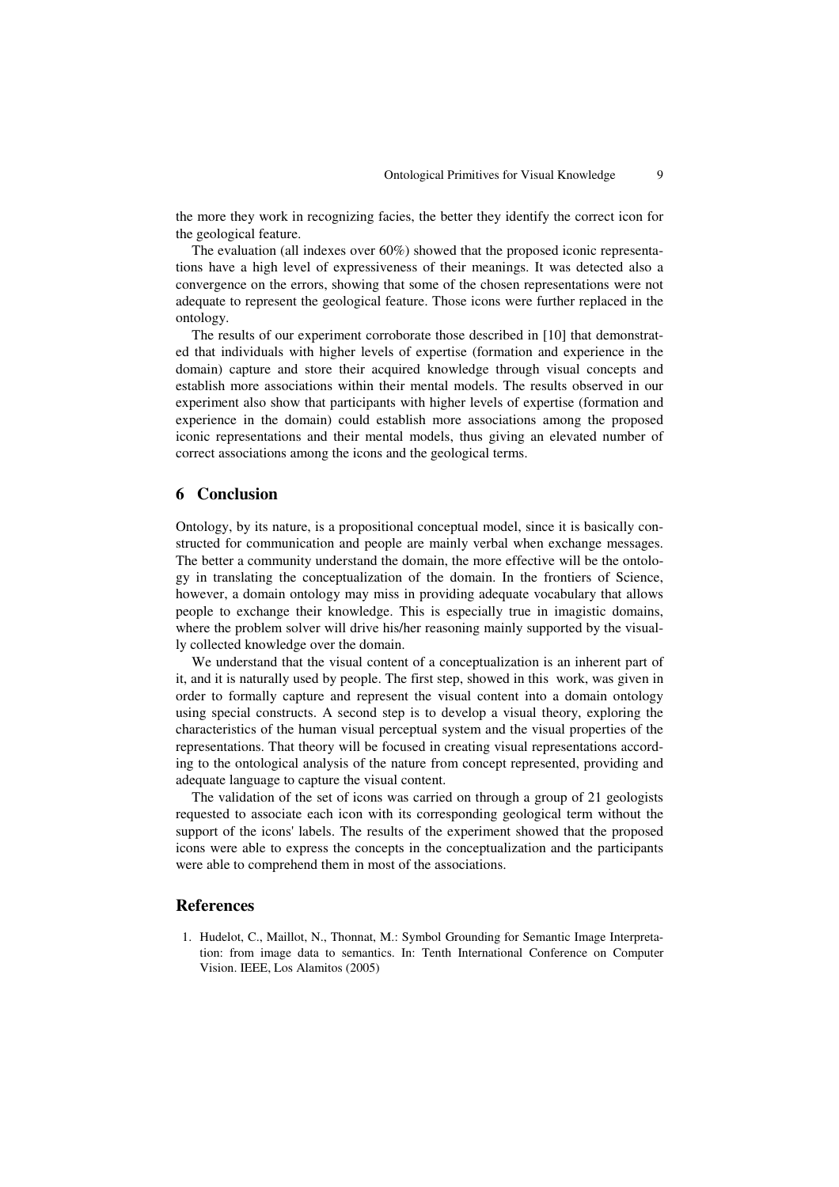the more they work in recognizing facies, the better they identify the correct icon for the geological feature.

The evaluation (all indexes over 60%) showed that the proposed iconic representations have a high level of expressiveness of their meanings. It was detected also a convergence on the errors, showing that some of the chosen representations were not adequate to represent the geological feature. Those icons were further replaced in the ontology.

The results of our experiment corroborate those described in [10] that demonstrated that individuals with higher levels of expertise (formation and experience in the domain) capture and store their acquired knowledge through visual concepts and establish more associations within their mental models. The results observed in our experiment also show that participants with higher levels of expertise (formation and experience in the domain) could establish more associations among the proposed iconic representations and their mental models, thus giving an elevated number of correct associations among the icons and the geological terms.

## 6 Conclusion

Ontology, by its nature, is a propositional conceptual model, since it is basically constructed for communication and people are mainly verbal when exchange messages. The better a community understand the domain, the more effective will be the ontology in translating the conceptualization of the domain. In the frontiers of Science, however, a domain ontology may miss in providing adequate vocabulary that allows people to exchange their knowledge. This is especially true in imagistic domains, where the problem solver will drive his/her reasoning mainly supported by the visually collected knowledge over the domain.

We understand that the visual content of a conceptualization is an inherent part of it, and it is naturally used by people. The first step, showed in this work, was given in order to formally capture and represent the visual content into a domain ontology using special constructs. A second step is to develop a visual theory, exploring the characteristics of the human visual perceptual system and the visual properties of the representations. That theory will be focused in creating visual representations according to the ontological analysis of the nature from concept represented, providing and adequate language to capture the visual content.

The validation of the set of icons was carried on through a group of 21 geologists requested to associate each icon with its corresponding geological term without the support of the icons' labels. The results of the experiment showed that the proposed icons were able to express the concepts in the conceptualization and the participants were able to comprehend them in most of the associations.

## References

1. Hudelot, C., Maillot, N., Thonnat, M.: Symbol Grounding for Semantic Image Interpretation: from image data to semantics. In: Tenth International Conference on Computer Vision. IEEE, Los Alamitos (2005)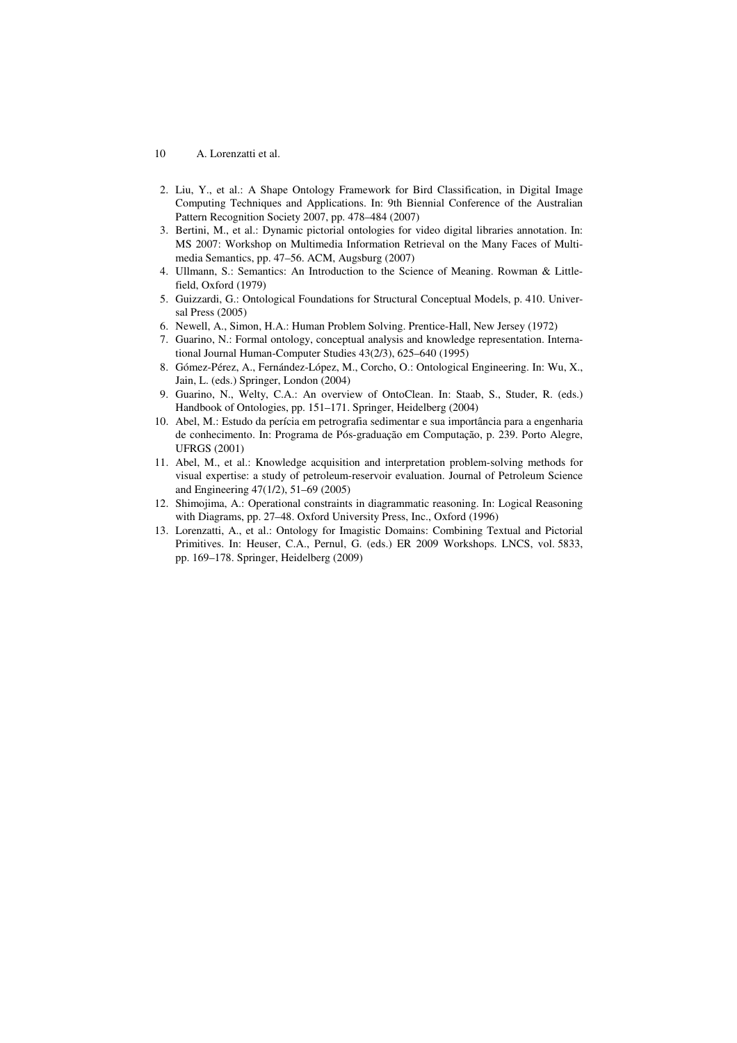2. Liu, Y., et al.: A Shape Ontology Framework for Bird Classification, in Digital Image Computing Techniques and Applications. In: 9th Biennial Conference of the Australian Pattern Recognition Society 2007, pp. 478–484 (2007)
3. Bertini, M., et al.: Dynamic pictorial ontologies for video digital libraries annotation. In: MS 2007: Workshop on Multimedia Information Retrieval on the Many Faces of Multimedia Semantics, pp. 47–56. ACM, Augsburg (2007)
4. Ullmann, S.: Semantics: An Introduction to the Science of Meaning. Rowman & Littlefield, Oxford (1979)
5. Guizzardi, G.: Ontological Foundations for Structural Conceptual Models, p. 410. Universal Press (2005)
6. Newell, A., Simon, H.A.: Human Problem Solving. Prentice-Hall, New Jersey (1972)
7. Guarino, N.: Formal ontology, conceptual analysis and knowledge representation. International Journal Human-Computer Studies 43(2/3), 625–640 (1995)
8. Gómez-Pérez, A., Fernández-López, M., Corcho, O.: Ontological Engineering. In: Wu, X., Jain, L. (eds.) Springer, London (2004)
9. Guarino, N., Welty, C.A.: An overview of OntoClean. In: Staab, S., Studer, R. (eds.) Handbook of Ontologies, pp. 151–171. Springer, Heidelberg (2004)
10. Abel, M.: Estudo da perícia em petrografia sedimentar e sua importância para a engenharia de conhecimento. In: Programa de Pós-graduação em Computação, p. 239. Porto Alegre, UFRGS (2001)
11. Abel, M., et al.: Knowledge acquisition and interpretation problem-solving methods for visual expertise: a study of petroleum-reservoir evaluation. Journal of Petroleum Science and Engineering 47(1/2), 51–69 (2005)
12. Shimojima, A.: Operational constraints in diagrammatic reasoning. In: Logical Reasoning with Diagrams, pp. 27–48. Oxford University Press, Inc., Oxford (1996)
13. Lorenzatti, A., et al.: Ontology for Imagistic Domains: Combining Textual and Pictorial Primitives. In: Heuser, C.A., Pernul, G. (eds.) ER 2009 Workshops. LNCS, vol. 5833, pp. 169–178. Springer, Heidelberg (2009)